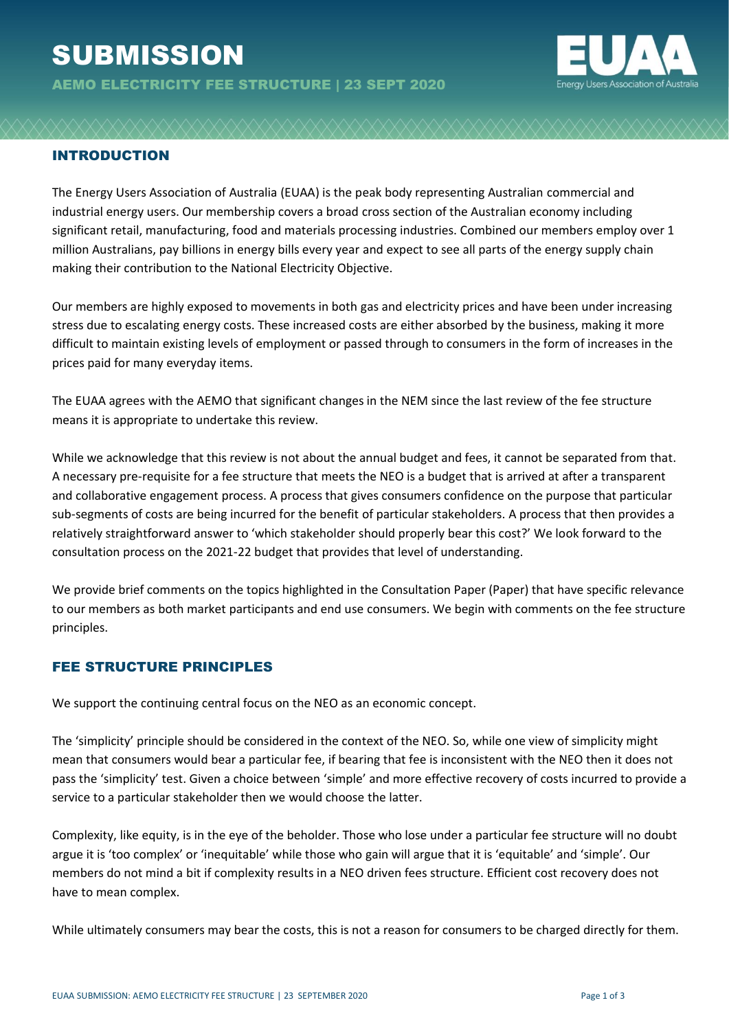# SUBMISSION

**AEMO ELECTRICITY FEE STRUCTURE | 23 SEPT 2020**

## INTRODUCTION

The Energy Users Association of Australia (EUAA) is the peak body representing Australian commercial and industrial energy users. Our membership covers a broad cross section of the Australian economy including significant retail, manufacturing, food and materials processing industries. Combined our members employ over 1 million Australians, pay billions in energy bills every year and expect to see all parts of the energy supply chain making their contribution to the National Electricity Objective.

Our members are highly exposed to movements in both gas and electricity prices and have been under increasing stress due to escalating energy costs. These increased costs are either absorbed by the business, making it more difficult to maintain existing levels of employment or passed through to consumers in the form of increases in the prices paid for many everyday items.

The EUAA agrees with the AEMO that significant changes in the NEM since the last review of the fee structure means it is appropriate to undertake this review.

While we acknowledge that this review is not about the annual budget and fees, it cannot be separated from that. A necessary pre-requisite for a fee structure that meets the NEO is a budget that is arrived at after a transparent and collaborative engagement process. A process that gives consumers confidence on the purpose that particular sub-segments of costs are being incurred for the benefit of particular stakeholders. A process that then provides a relatively straightforward answer to 'which stakeholder should properly bear this cost?' We look forward to the consultation process on the 2021-22 budget that provides that level of understanding.

We provide brief comments on the topics highlighted in the Consultation Paper (Paper) that have specific relevance to our members as both market participants and end use consumers. We begin with comments on the fee structure principles.

## FEE STRUCTURE PRINCIPLES

We support the continuing central focus on the NEO as an economic concept.

The 'simplicity' principle should be considered in the context of the NEO. So, while one view of simplicity might mean that consumers would bear a particular fee, if bearing that fee is inconsistent with the NEO then it does not pass the 'simplicity' test. Given a choice between 'simple' and more effective recovery of costs incurred to provide a service to a particular stakeholder then we would choose the latter.

Complexity, like equity, is in the eye of the beholder. Those who lose under a particular fee structure will no doubt argue it is 'too complex' or 'inequitable' while those who gain will argue that it is 'equitable' and 'simple'. Our members do not mind a bit if complexity results in a NEO driven fees structure. Efficient cost recovery does not have to mean complex.

While ultimately consumers may bear the costs, this is not a reason for consumers to be charged directly for them.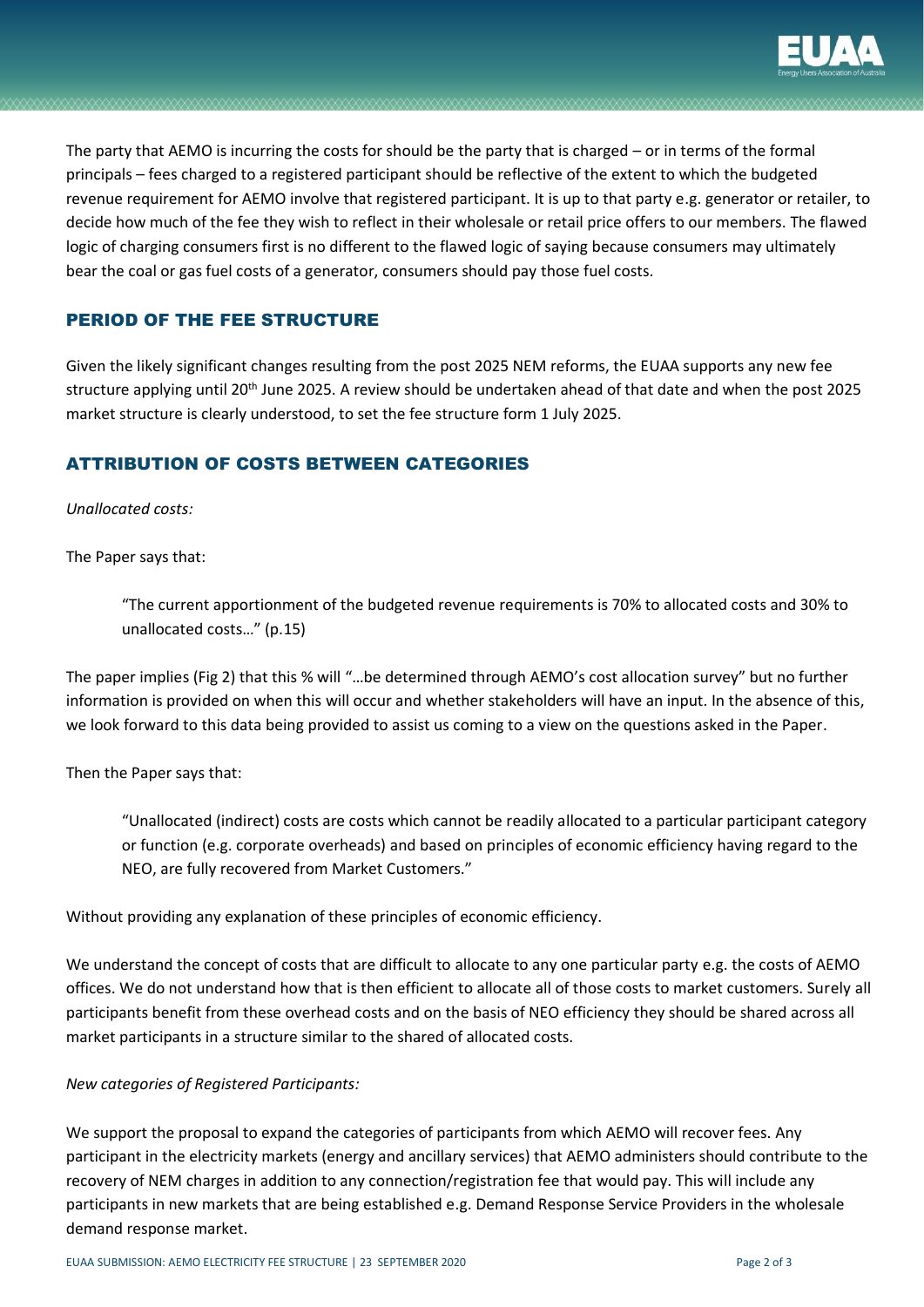The party that AEMO is incurring the costs for should be the party that is charged – or in terms of the formal principals – fees charged to a registered participant should be reflective of the extent to which the budgeted revenue requirement for AEMO involve that registered participant. It is up to that party e.g. generator or retailer, to decide how much of the fee they wish to reflect in their wholesale or retail price offers to our members. The flawed logic of charging consumers first is no different to the flawed logic of saying because consumers may ultimately bear the coal or gas fuel costs of a generator, consumers should pay those fuel costs.

## PERIOD OF THE FEE STRUCTURE

Given the likely significant changes resulting from the post 2025 NEM reforms, the EUAA supports any new fee structure applying until 20th June 2025. A review should be undertaken ahead of that date and when the post 2025 market structure is clearly understood, to set the fee structure form 1 July 2025.

## ATTRIBUTION OF COSTS BETWEEN CATEGORIES

*Unallocated costs:*

The Paper says that:

> "The current apportionment of the budgeted revenue requirements is 70% to allocated costs and 30% to unallocated costs…" (p.15)

The paper implies (Fig 2) that this % will "…be determined through AEMO's cost allocation survey" but no further information is provided on when this will occur and whether stakeholders will have an input. In the absence of this, we look forward to this data being provided to assist us coming to a view on the questions asked in the Paper.

Then the Paper says that:

> "Unallocated (indirect) costs are costs which cannot be readily allocated to a particular participant category or function (e.g. corporate overheads) and based on principles of economic efficiency having regard to the NEO, are fully recovered from Market Customers."

Without providing any explanation of these principles of economic efficiency.

We understand the concept of costs that are difficult to allocate to any one particular party e.g. the costs of AEMO offices. We do not understand how that is then efficient to allocate all of those costs to market customers. Surely all participants benefit from these overhead costs and on the basis of NEO efficiency they should be shared across all market participants in a structure similar to the shared of allocated costs.

*New categories of Registered Participants:*

We support the proposal to expand the categories of participants from which AEMO will recover fees. Any participant in the electricity markets (energy and ancillary services) that AEMO administers should contribute to the recovery of NEM charges in addition to any connection/registration fee that would pay. This will include any participants in new markets that are being established e.g. Demand Response Service Providers in the wholesale demand response market.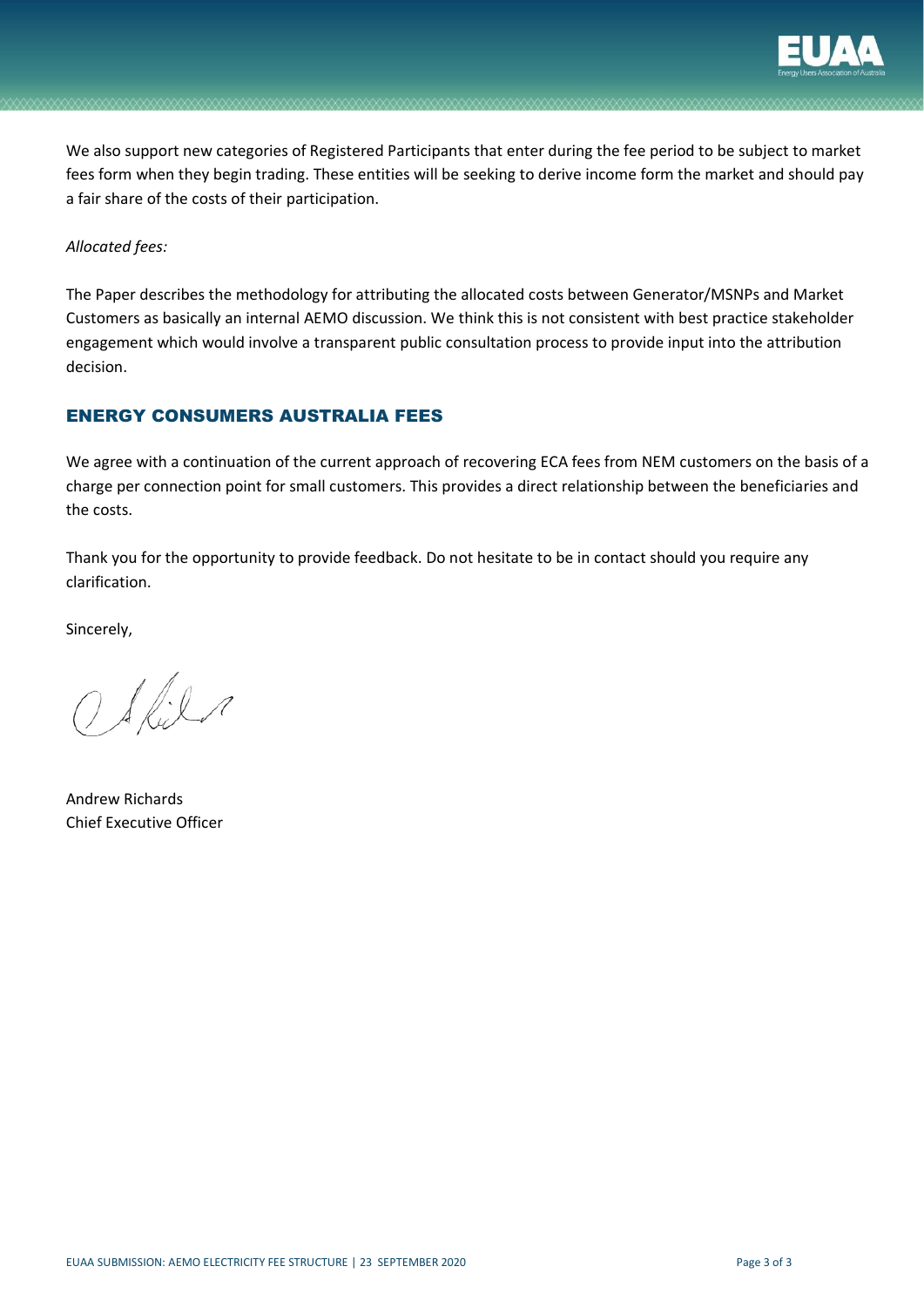We also support new categories of Registered Participants that enter during the fee period to be subject to market fees form when they begin trading. These entities will be seeking to derive income form the market and should pay a fair share of the costs of their participation.

*Allocated fees:*

The Paper describes the methodology for attributing the allocated costs between Generator/MSNPs and Market Customers as basically an internal AEMO discussion. We think this is not consistent with best practice stakeholder engagement which would involve a transparent public consultation process to provide input into the attribution decision.

## ENERGY CONSUMERS AUSTRALIA FEES

We agree with a continuation of the current approach of recovering ECA fees from NEM customers on the basis of a charge per connection point for small customers. This provides a direct relationship between the beneficiaries and the costs.

Thank you for the opportunity to provide feedback. Do not hesitate to be in contact should you require any clarification.

Sincerely,

Andrew Richards
Chief Executive Officer